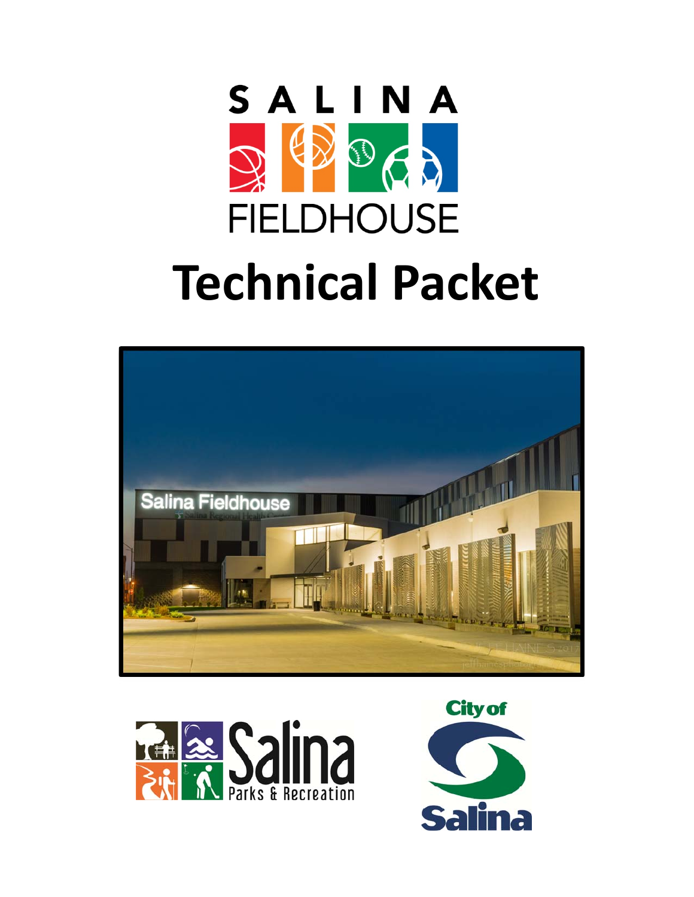SALINA

FIELDHOUSE

# Technical Packet

Salina Parks & Recreation

City of Salina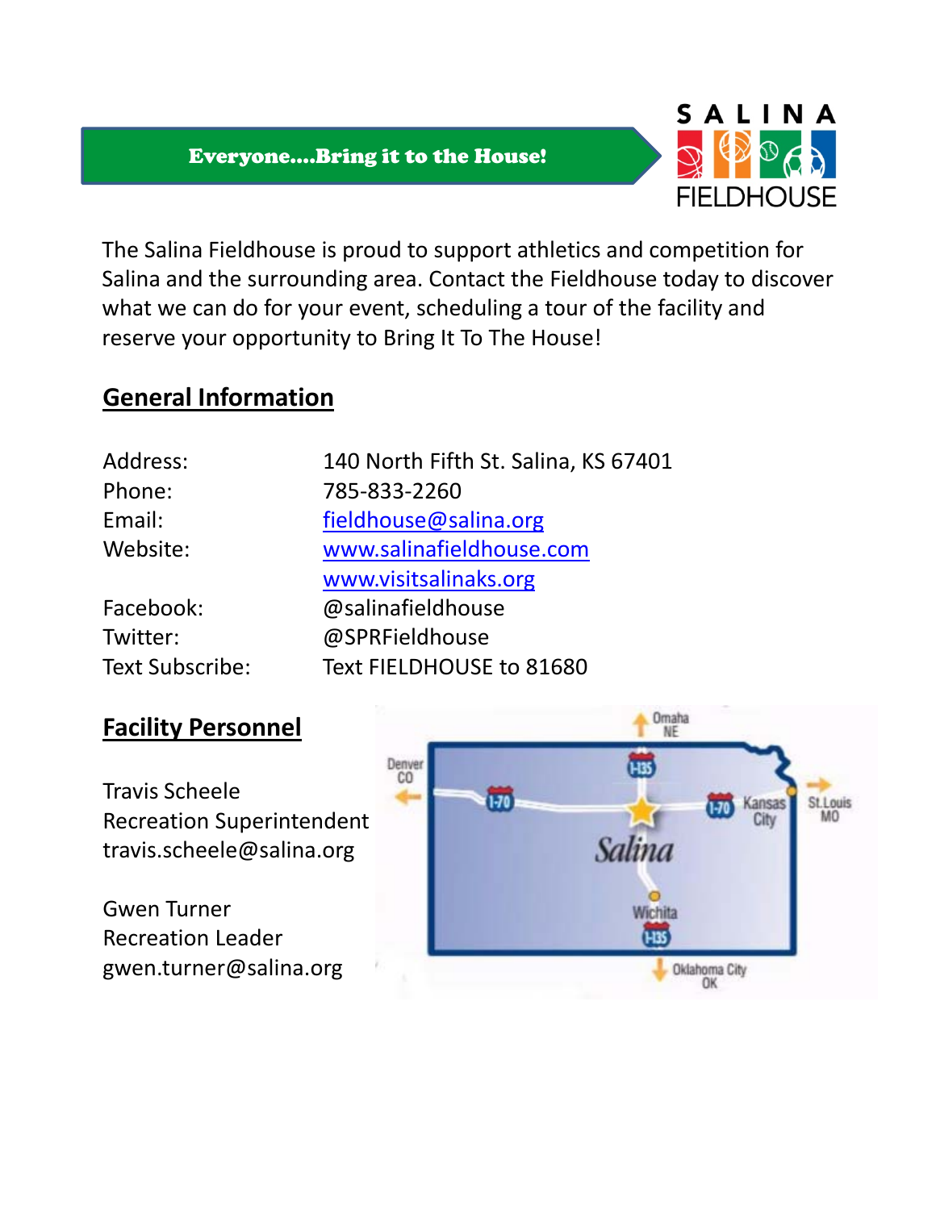**Everyone....Bring it to the House!**

SALINA FIELDHOUSE

The Salina Fieldhouse is proud to support athletics and competition for Salina and the surrounding area. Contact the Fieldhouse today to discover what we can do for your event, scheduling a tour of the facility and reserve your opportunity to Bring It To The House!

## General Information

| | |
|---|---|
| Address: | 140 North Fifth St. Salina, KS 67401 |
| Phone: | 785-833-2260 |
| Email: | fieldhouse@salina.org |
| Website: | www.salinafieldhouse.com |
| | www.visitsalinaks.org |
| Facebook: | @salinafieldhouse |
| Twitter: | @SPRFieldhouse |
| Text Subscribe: | Text FIELDHOUSE to 81680 |

## Facility Personnel

Travis Scheele
Recreation Superintendent
travis.scheele@salina.org

Gwen Turner
Recreation Leader
gwen.turner@salina.org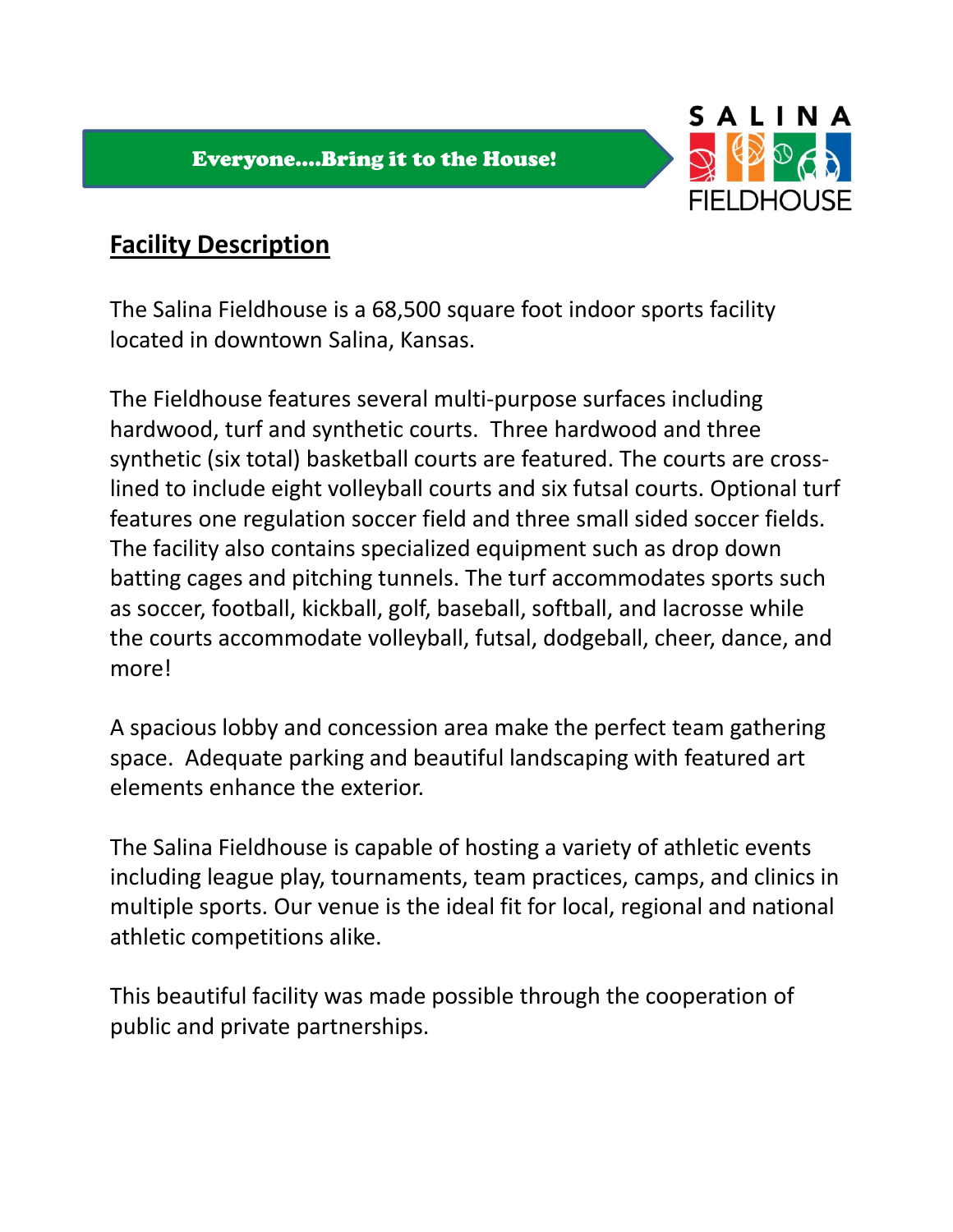Everyone....Bring it to the House!

SALINA FIELDHOUSE

## Facility Description

The Salina Fieldhouse is a 68,500 square foot indoor sports facility located in downtown Salina, Kansas.

The Fieldhouse features several multi-purpose surfaces including hardwood, turf and synthetic courts. Three hardwood and three synthetic (six total) basketball courts are featured. The courts are cross-lined to include eight volleyball courts and six futsal courts. Optional turf features one regulation soccer field and three small sided soccer fields. The facility also contains specialized equipment such as drop down batting cages and pitching tunnels. The turf accommodates sports such as soccer, football, kickball, golf, baseball, softball, and lacrosse while the courts accommodate volleyball, futsal, dodgeball, cheer, dance, and more!

A spacious lobby and concession area make the perfect team gathering space. Adequate parking and beautiful landscaping with featured art elements enhance the exterior.

The Salina Fieldhouse is capable of hosting a variety of athletic events including league play, tournaments, team practices, camps, and clinics in multiple sports. Our venue is the ideal fit for local, regional and national athletic competitions alike.

This beautiful facility was made possible through the cooperation of public and private partnerships.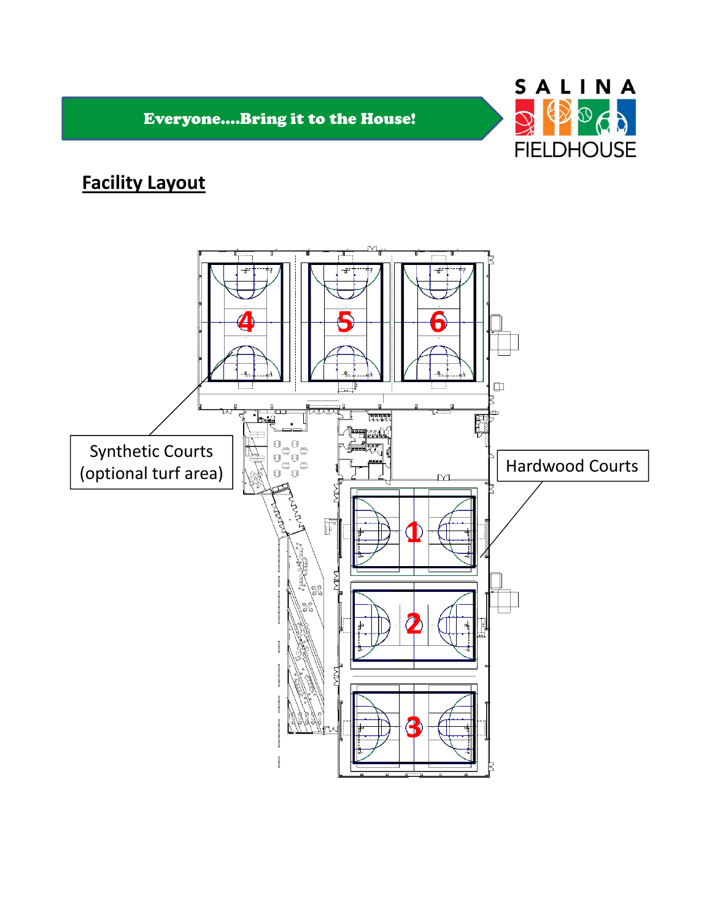Everyone....Bring it to the House!

SALINA FIELDHOUSE

## Facility Layout

Synthetic Courts (optional turf area)

Hardwood Courts

4 5 6

1

2

3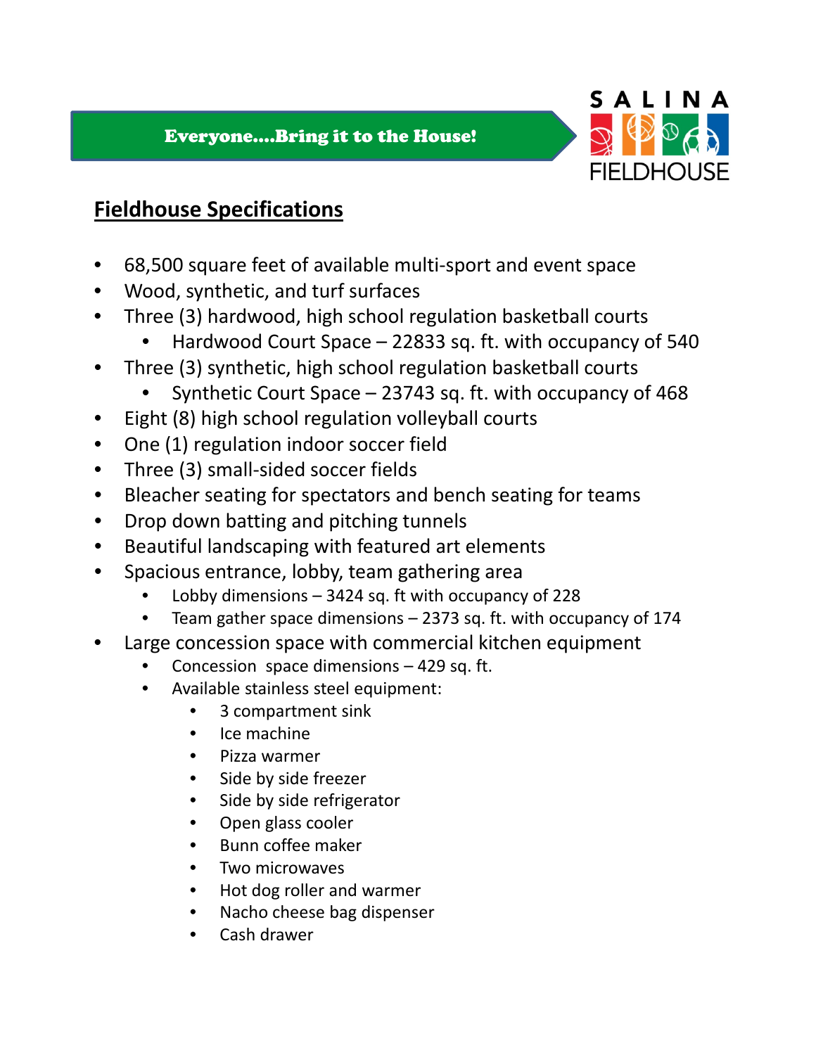Everyone....Bring it to the House!

SALINA FIELDHOUSE

## Fieldhouse Specifications

- 68,500 square feet of available multi-sport and event space
- Wood, synthetic, and turf surfaces
- Three (3) hardwood, high school regulation basketball courts
    - Hardwood Court Space – 22833 sq. ft. with occupancy of 540
- Three (3) synthetic, high school regulation basketball courts
    - Synthetic Court Space – 23743 sq. ft. with occupancy of 468
- Eight (8) high school regulation volleyball courts
- One (1) regulation indoor soccer field
- Three (3) small-sided soccer fields
- Bleacher seating for spectators and bench seating for teams
- Drop down batting and pitching tunnels
- Beautiful landscaping with featured art elements
- Spacious entrance, lobby, team gathering area
    - Lobby dimensions – 3424 sq. ft with occupancy of 228
    - Team gather space dimensions – 2373 sq. ft. with occupancy of 174
- Large concession space with commercial kitchen equipment
    - Concession space dimensions – 429 sq. ft.
    - Available stainless steel equipment:
        - 3 compartment sink
        - Ice machine
        - Pizza warmer
        - Side by side freezer
        - Side by side refrigerator
        - Open glass cooler
        - Bunn coffee maker
        - Two microwaves
        - Hot dog roller and warmer
        - Nacho cheese bag dispenser
        - Cash drawer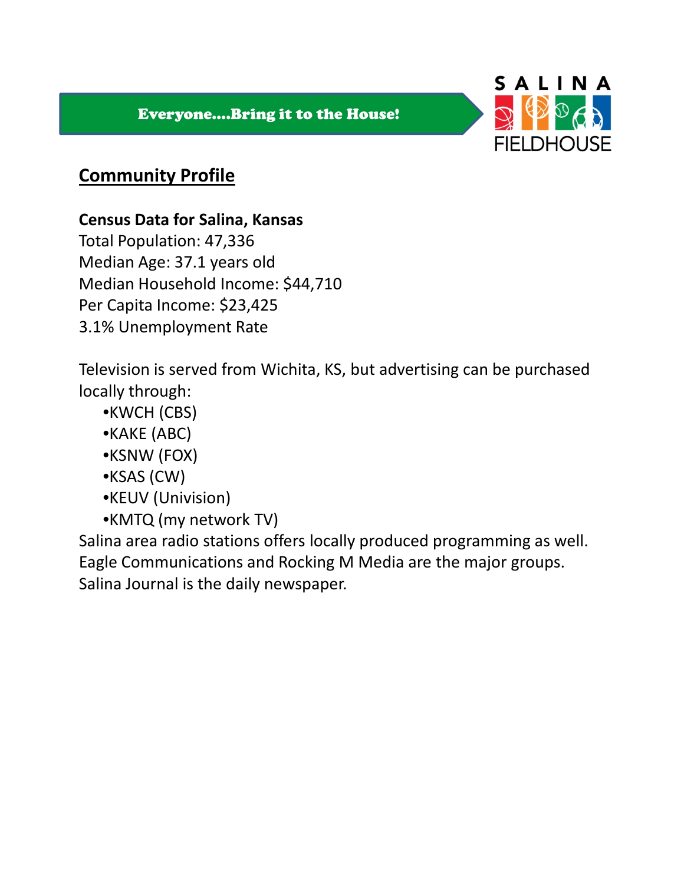Everyone....Bring it to the House!

SALINA FIELDHOUSE

## Community Profile

**Census Data for Salina, Kansas**
Total Population: 47,336
Median Age: 37.1 years old
Median Household Income: $44,710
Per Capita Income: $23,425
3.1% Unemployment Rate

Television is served from Wichita, KS, but advertising can be purchased locally through:

- KWCH (CBS)
- KAKE (ABC)
- KSNW (FOX)
- KSAS (CW)
- KEUV (Univision)
- KMTQ (my network TV)

Salina area radio stations offers locally produced programming as well. Eagle Communications and Rocking M Media are the major groups. Salina Journal is the daily newspaper.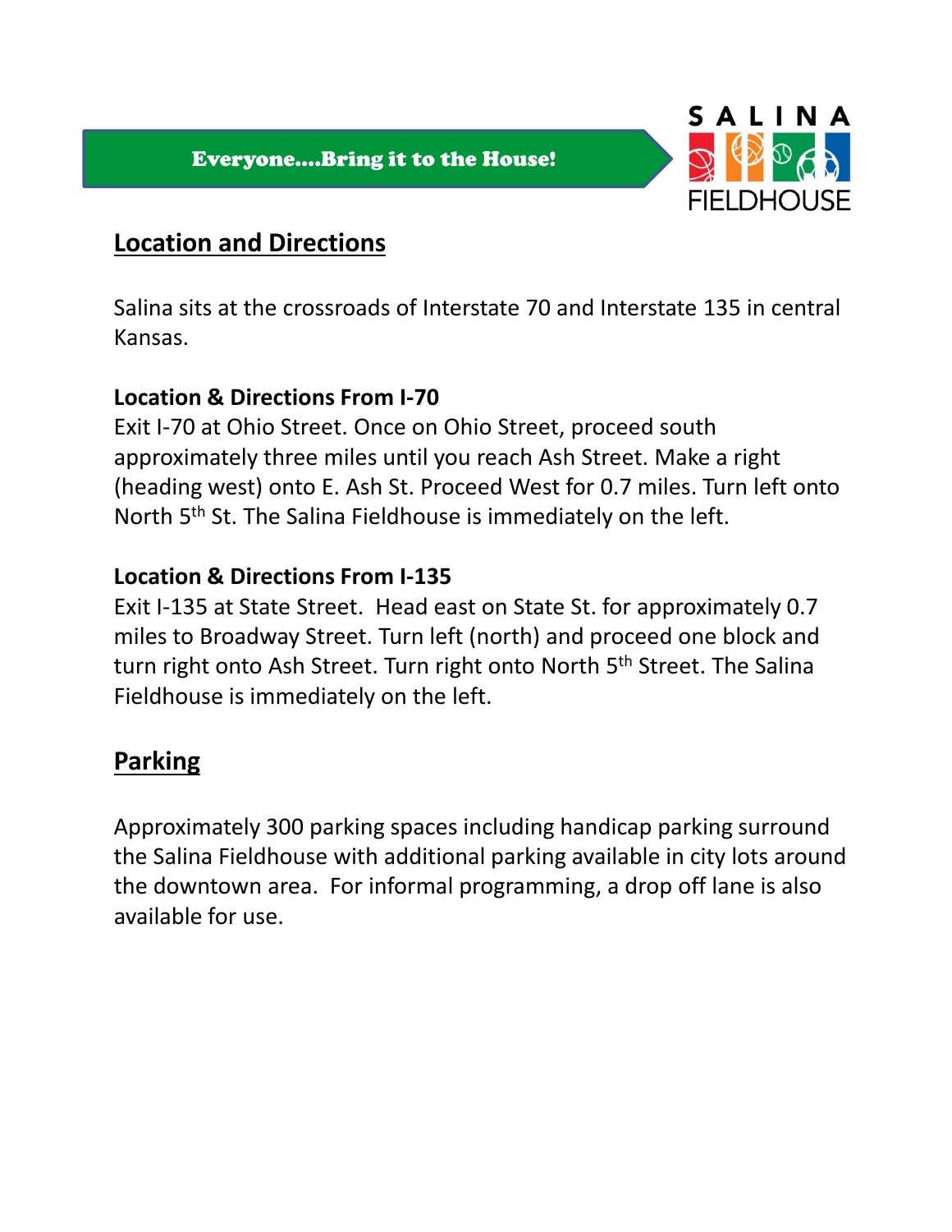Everyone....Bring it to the House!

SALINA FIELDHOUSE

## Location and Directions

Salina sits at the crossroads of Interstate 70 and Interstate 135 in central Kansas.

### Location & Directions From I-70

Exit I-70 at Ohio Street. Once on Ohio Street, proceed south approximately three miles until you reach Ash Street. Make a right (heading west) onto E. Ash St. Proceed West for 0.7 miles. Turn left onto North 5th St. The Salina Fieldhouse is immediately on the left.

### Location & Directions From I-135

Exit I-135 at State Street. Head east on State St. for approximately 0.7 miles to Broadway Street. Turn left (north) and proceed one block and turn right onto Ash Street. Turn right onto North 5th Street. The Salina Fieldhouse is immediately on the left.

## Parking

Approximately 300 parking spaces including handicap parking surround the Salina Fieldhouse with additional parking available in city lots around the downtown area. For informal programming, a drop off lane is also available for use.